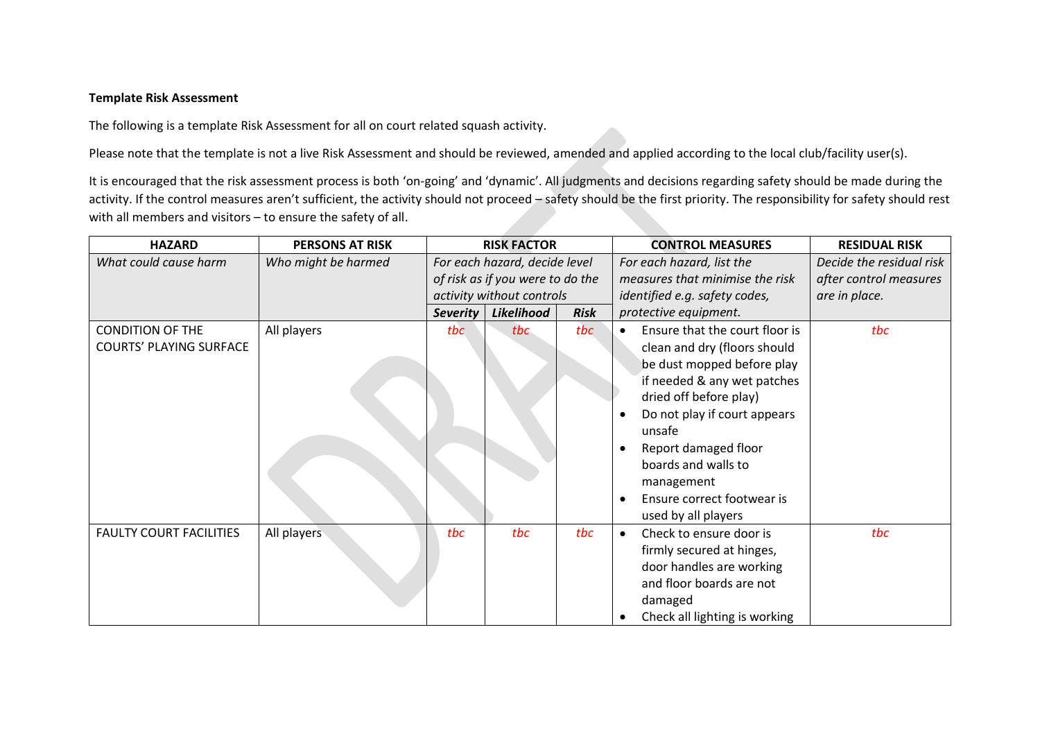**Template Risk Assessment**

The following is a template Risk Assessment for all on court related squash activity.

Please note that the template is not a live Risk Assessment and should be reviewed, amended and applied according to the local club/facility user(s).

It is encouraged that the risk assessment process is both 'on-going' and 'dynamic'. All judgments and decisions regarding safety should be made during the activity. If the control measures aren't sufficient, the activity should not proceed – safety should be the first priority. The responsibility for safety should rest with all members and visitors – to ensure the safety of all.

| HAZARD | PERSONS AT RISK | RISK FACTOR | | | CONTROL MEASURES | RESIDUAL RISK |
|---|---|---|---|---|---|---|
| *What could cause harm* | *Who might be harmed* | *For each hazard, decide level of risk as if you were to do the activity without controls* | | | *For each hazard, list the measures that minimise the risk identified e.g. safety codes, protective equipment.* | *Decide the residual risk after control measures are in place.* |
| | | ***Severity*** | ***Likelihood*** | ***Risk*** | | |
| CONDITION OF THE COURTS' PLAYING SURFACE | All players | *tbc* | *tbc* | *tbc* | • Ensure that the court floor is clean and dry (floors should be dust mopped before play if needed & any wet patches dried off before play)<br>• Do not play if court appears unsafe<br>• Report damaged floor boards and walls to management<br>• Ensure correct footwear is used by all players | *tbc* |
| FAULTY COURT FACILITIES | All players | *tbc* | *tbc* | *tbc* | • Check to ensure door is firmly secured at hinges, door handles are working and floor boards are not damaged<br>• Check all lighting is working | *tbc* |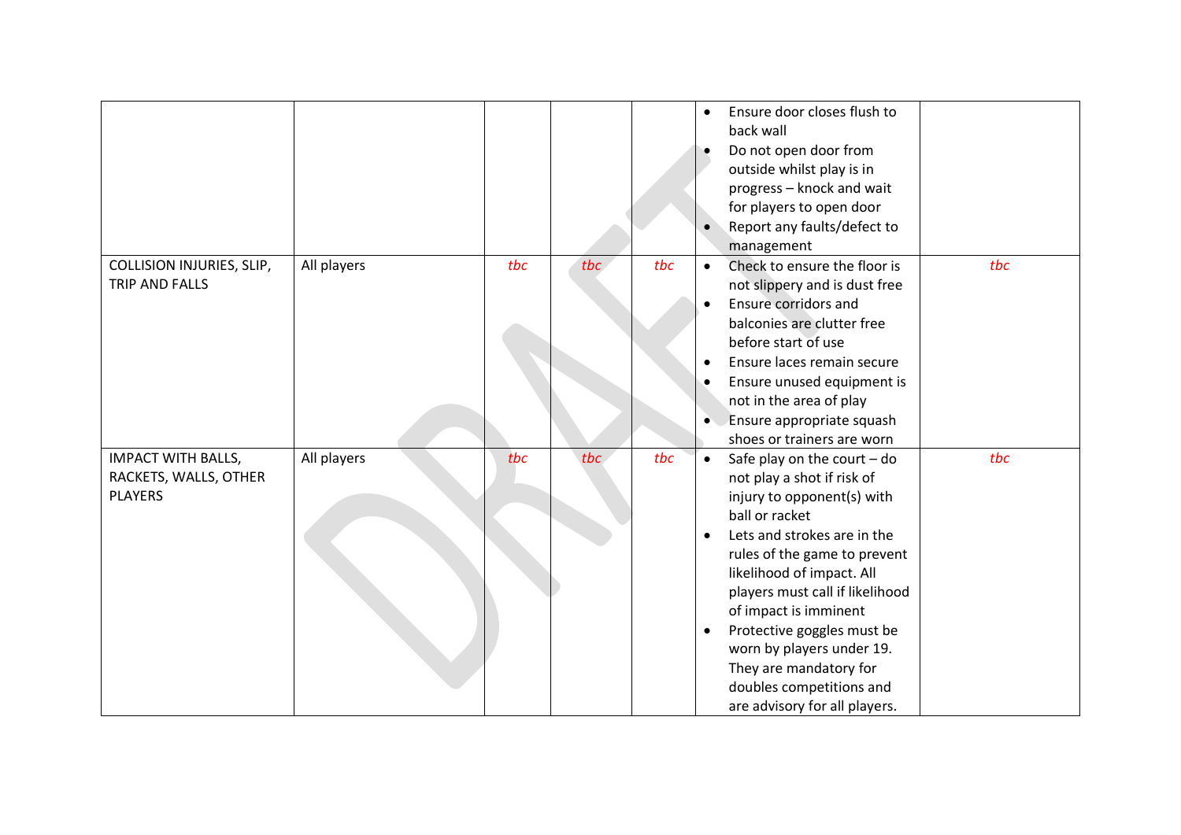| | | | | | | |
|---|---|---|---|---|---|---|
| | | | | | • Ensure door closes flush to back wall<br>• Do not open door from outside whilst play is in progress – knock and wait for players to open door<br>• Report any faults/defect to management | |
| COLLISION INJURIES, SLIP, TRIP AND FALLS | All players | *tbc* | *tbc* | *tbc* | • Check to ensure the floor is not slippery and is dust free<br>• Ensure corridors and balconies are clutter free before start of use<br>• Ensure laces remain secure<br>• Ensure unused equipment is not in the area of play<br>• Ensure appropriate squash shoes or trainers are worn | *tbc* |
| IMPACT WITH BALLS, RACKETS, WALLS, OTHER PLAYERS | All players | *tbc* | *tbc* | *tbc* | • Safe play on the court – do not play a shot if risk of injury to opponent(s) with ball or racket<br>• Lets and strokes are in the rules of the game to prevent likelihood of impact. All players must call if likelihood of impact is imminent<br>• Protective goggles must be worn by players under 19. They are mandatory for doubles competitions and are advisory for all players. | *tbc* |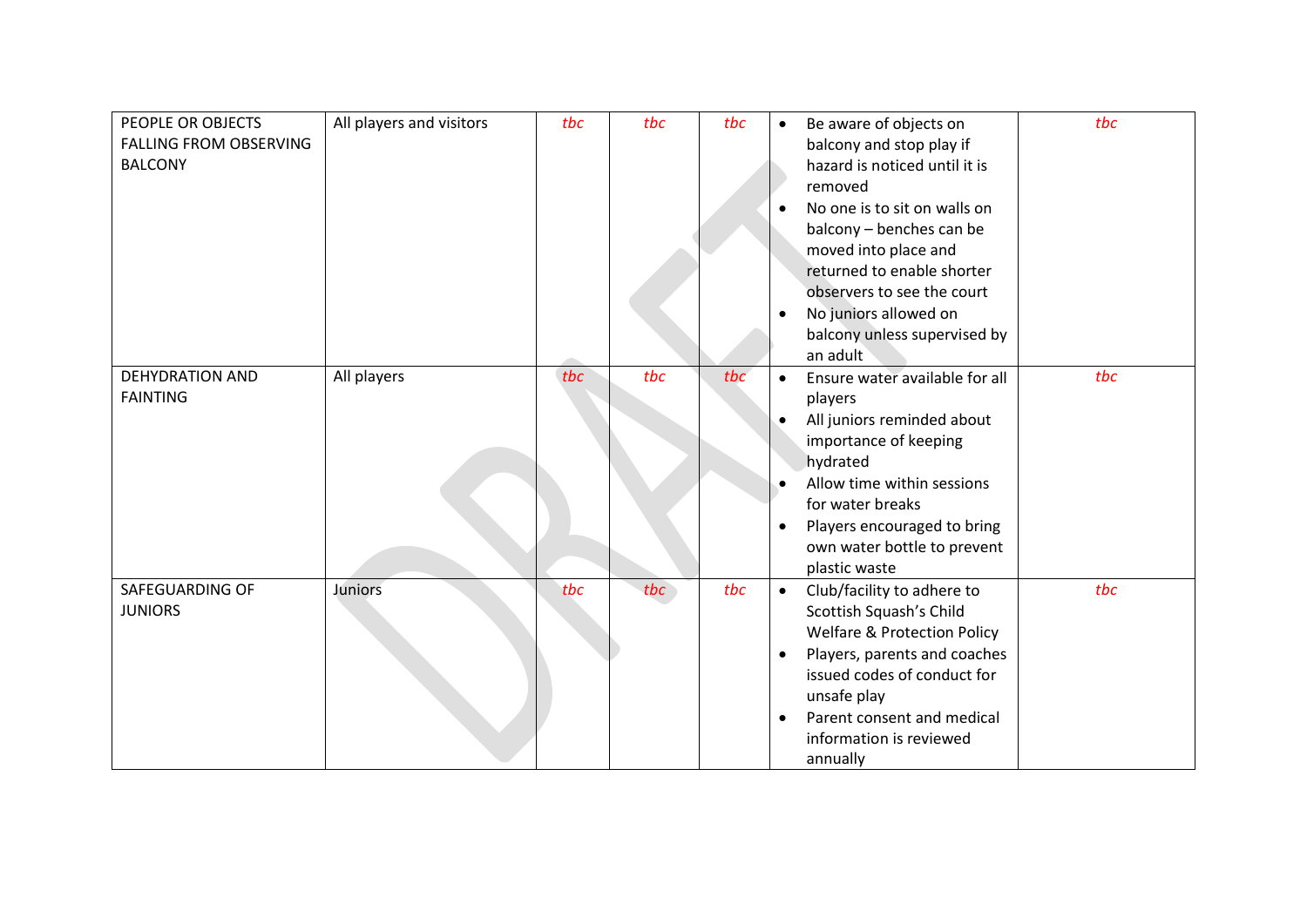| | | | | | | |
|---|---|---|---|---|---|---|
| PEOPLE OR OBJECTS FALLING FROM OBSERVING BALCONY | All players and visitors | *tbc* | *tbc* | *tbc* | • Be aware of objects on balcony and stop play if hazard is noticed until it is removed<br>• No one is to sit on walls on balcony – benches can be moved into place and returned to enable shorter observers to see the court<br>• No juniors allowed on balcony unless supervised by an adult | *tbc* |
| DEHYDRATION AND FAINTING | All players | *tbc* | *tbc* | *tbc* | • Ensure water available for all players<br>• All juniors reminded about importance of keeping hydrated<br>• Allow time within sessions for water breaks<br>• Players encouraged to bring own water bottle to prevent plastic waste | *tbc* |
| SAFEGUARDING OF JUNIORS | Juniors | *tbc* | *tbc* | *tbc* | • Club/facility to adhere to Scottish Squash's Child Welfare & Protection Policy<br>• Players, parents and coaches issued codes of conduct for unsafe play<br>• Parent consent and medical information is reviewed annually | *tbc* |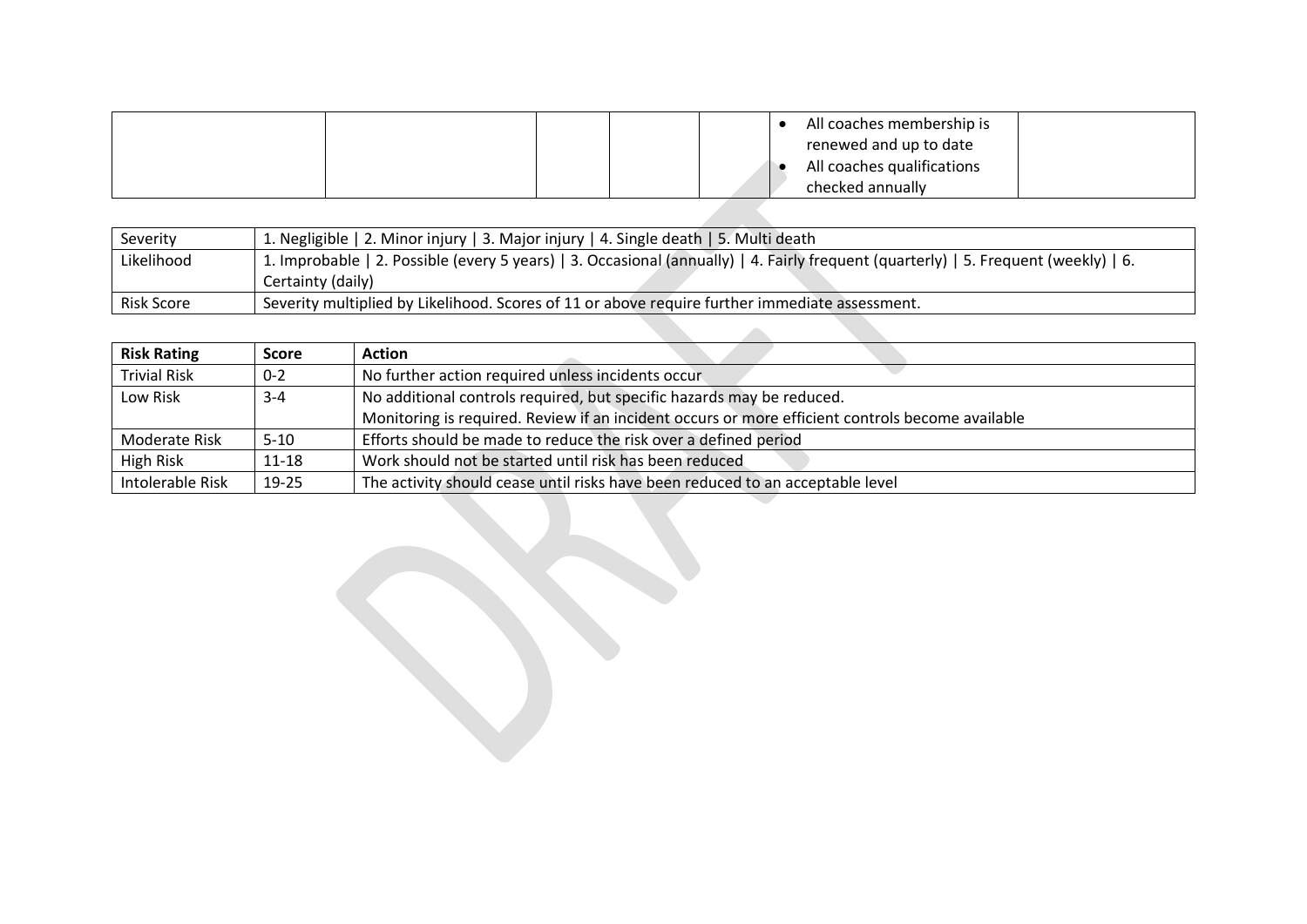| | | | | | | |
|---|---|---|---|---|---|---|
| | | | | | • All coaches membership is renewed and up to date<br>• All coaches qualifications checked annually | |

| | |
|---|---|
| Severity | 1. Negligible \| 2. Minor injury \| 3. Major injury \| 4. Single death \| 5. Multi death |
| Likelihood | 1. Improbable \| 2. Possible (every 5 years) \| 3. Occasional (annually) \| 4. Fairly frequent (quarterly) \| 5. Frequent (weekly) \| 6. Certainty (daily) |
| Risk Score | Severity multiplied by Likelihood. Scores of 11 or above require further immediate assessment. |

| **Risk Rating** | **Score** | **Action** |
|---|---|---|
| Trivial Risk | 0-2 | No further action required unless incidents occur |
| Low Risk | 3-4 | No additional controls required, but specific hazards may be reduced.<br>Monitoring is required. Review if an incident occurs or more efficient controls become available |
| Moderate Risk | 5-10 | Efforts should be made to reduce the risk over a defined period |
| High Risk | 11-18 | Work should not be started until risk has been reduced |
| Intolerable Risk | 19-25 | The activity should cease until risks have been reduced to an acceptable level |